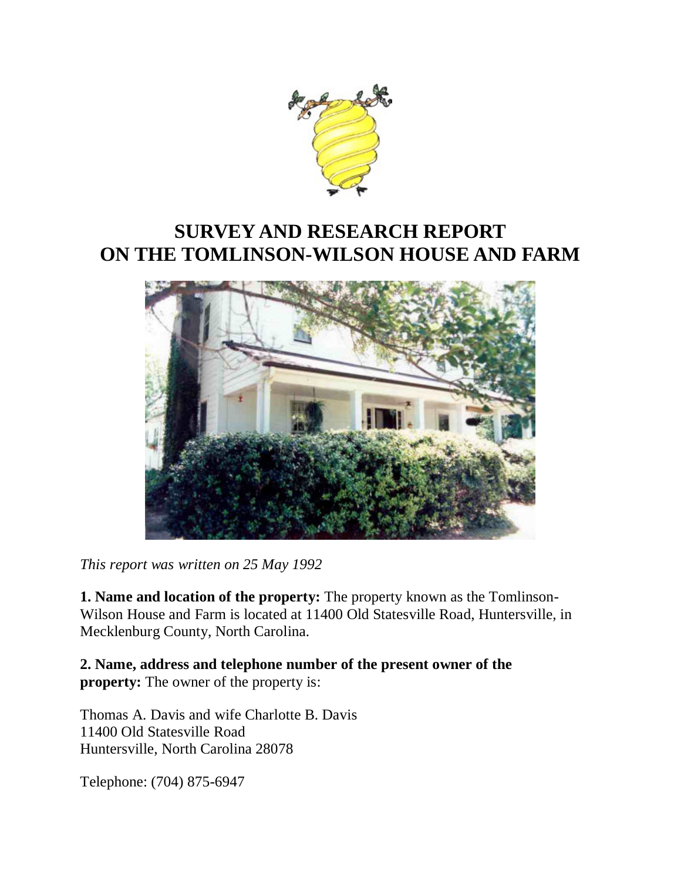# SURVEY AND RESEARCH REPORT ON THE TOMLINSON-WILSON HOUSE AND FARM

*This report was written on 25 May 1992*

**1. Name and location of the property:** The property known as the Tomlinson-Wilson House and Farm is located at 11400 Old Statesville Road, Huntersville, in Mecklenburg County, North Carolina.

**2. Name, address and telephone number of the present owner of the property:** The owner of the property is:

Thomas A. Davis and wife Charlotte B. Davis
11400 Old Statesville Road
Huntersville, North Carolina 28078

Telephone: (704) 875-6947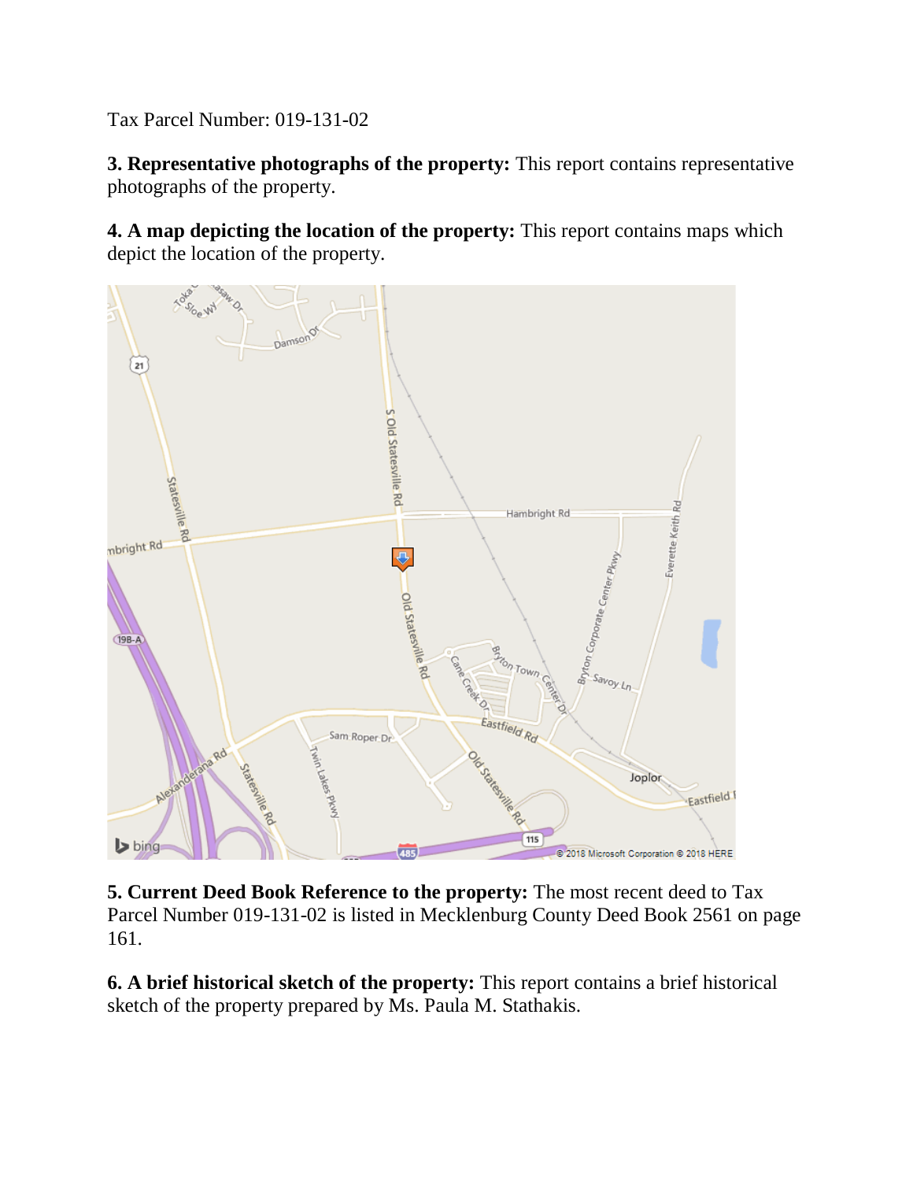Tax Parcel Number: 019-131-02

**3. Representative photographs of the property:** This report contains representative photographs of the property.

**4. A map depicting the location of the property:** This report contains maps which depict the location of the property.

**5. Current Deed Book Reference to the property:** The most recent deed to Tax Parcel Number 019-131-02 is listed in Mecklenburg County Deed Book 2561 on page 161.

**6. A brief historical sketch of the property:** This report contains a brief historical sketch of the property prepared by Ms. Paula M. Stathakis.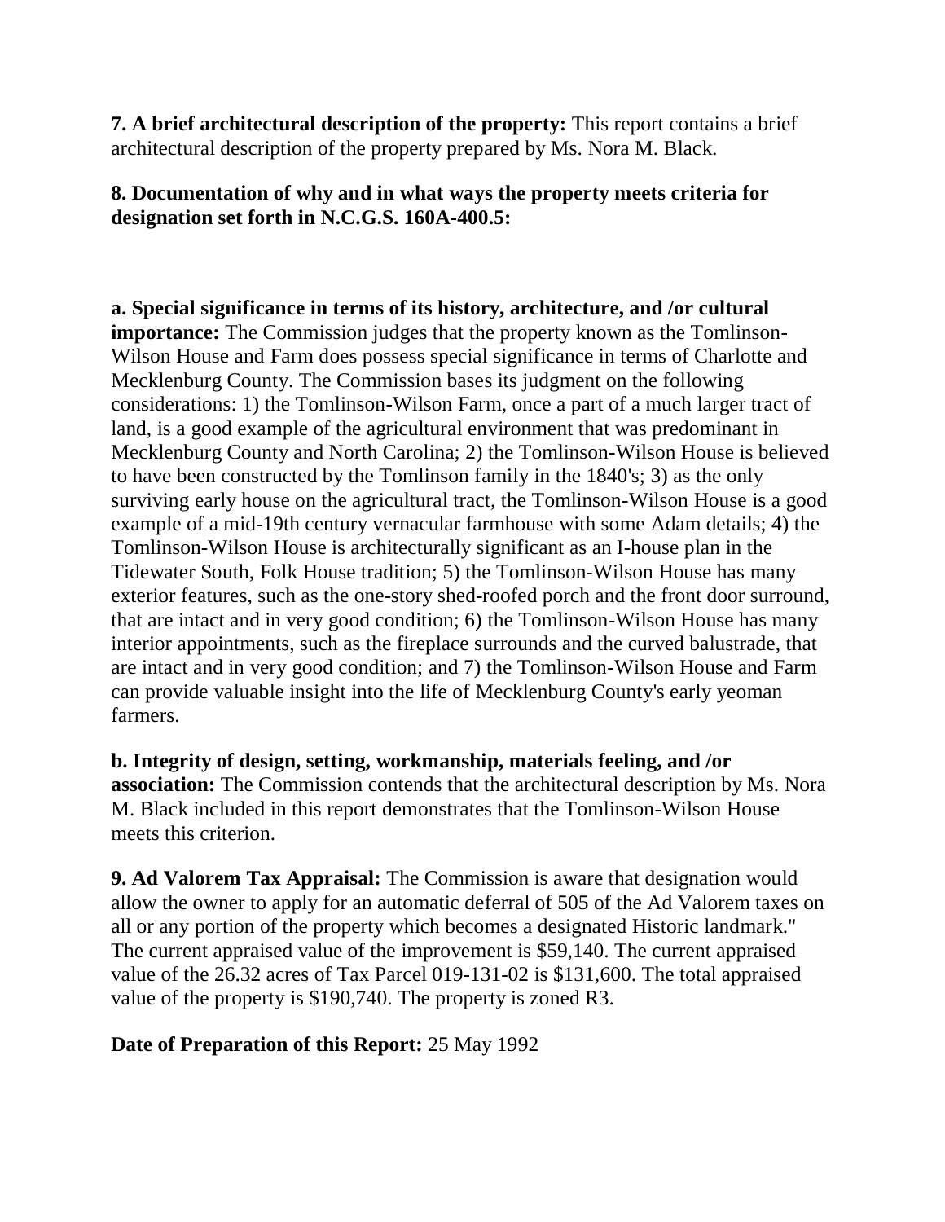**7. A brief architectural description of the property:** This report contains a brief architectural description of the property prepared by Ms. Nora M. Black.

**8. Documentation of why and in what ways the property meets criteria for designation set forth in N.C.G.S. 160A-400.5:**

**a. Special significance in terms of its history, architecture, and /or cultural importance:** The Commission judges that the property known as the Tomlinson-Wilson House and Farm does possess special significance in terms of Charlotte and Mecklenburg County. The Commission bases its judgment on the following considerations: 1) the Tomlinson-Wilson Farm, once a part of a much larger tract of land, is a good example of the agricultural environment that was predominant in Mecklenburg County and North Carolina; 2) the Tomlinson-Wilson House is believed to have been constructed by the Tomlinson family in the 1840's; 3) as the only surviving early house on the agricultural tract, the Tomlinson-Wilson House is a good example of a mid-19th century vernacular farmhouse with some Adam details; 4) the Tomlinson-Wilson House is architecturally significant as an I-house plan in the Tidewater South, Folk House tradition; 5) the Tomlinson-Wilson House has many exterior features, such as the one-story shed-roofed porch and the front door surround, that are intact and in very good condition; 6) the Tomlinson-Wilson House has many interior appointments, such as the fireplace surrounds and the curved balustrade, that are intact and in very good condition; and 7) the Tomlinson-Wilson House and Farm can provide valuable insight into the life of Mecklenburg County's early yeoman farmers.

**b. Integrity of design, setting, workmanship, materials feeling, and /or association:** The Commission contends that the architectural description by Ms. Nora M. Black included in this report demonstrates that the Tomlinson-Wilson House meets this criterion.

**9. Ad Valorem Tax Appraisal:** The Commission is aware that designation would allow the owner to apply for an automatic deferral of 505 of the Ad Valorem taxes on all or any portion of the property which becomes a designated Historic landmark." The current appraised value of the improvement is $59,140. The current appraised value of the 26.32 acres of Tax Parcel 019-131-02 is $131,600. The total appraised value of the property is $190,740. The property is zoned R3.

**Date of Preparation of this Report:** 25 May 1992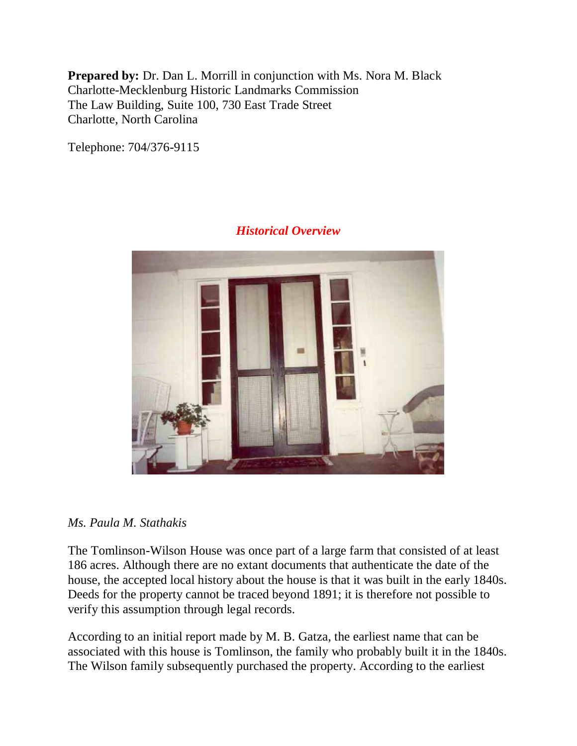**Prepared by:** Dr. Dan L. Morrill in conjunction with Ms. Nora M. Black
Charlotte-Mecklenburg Historic Landmarks Commission
The Law Building, Suite 100, 730 East Trade Street
Charlotte, North Carolina

Telephone: 704/376-9115

## *Historical Overview*

*Ms. Paula M. Stathakis*

The Tomlinson-Wilson House was once part of a large farm that consisted of at least 186 acres. Although there are no extant documents that authenticate the date of the house, the accepted local history about the house is that it was built in the early 1840s. Deeds for the property cannot be traced beyond 1891; it is therefore not possible to verify this assumption through legal records.

According to an initial report made by M. B. Gatza, the earliest name that can be associated with this house is Tomlinson, the family who probably built it in the 1840s. The Wilson family subsequently purchased the property. According to the earliest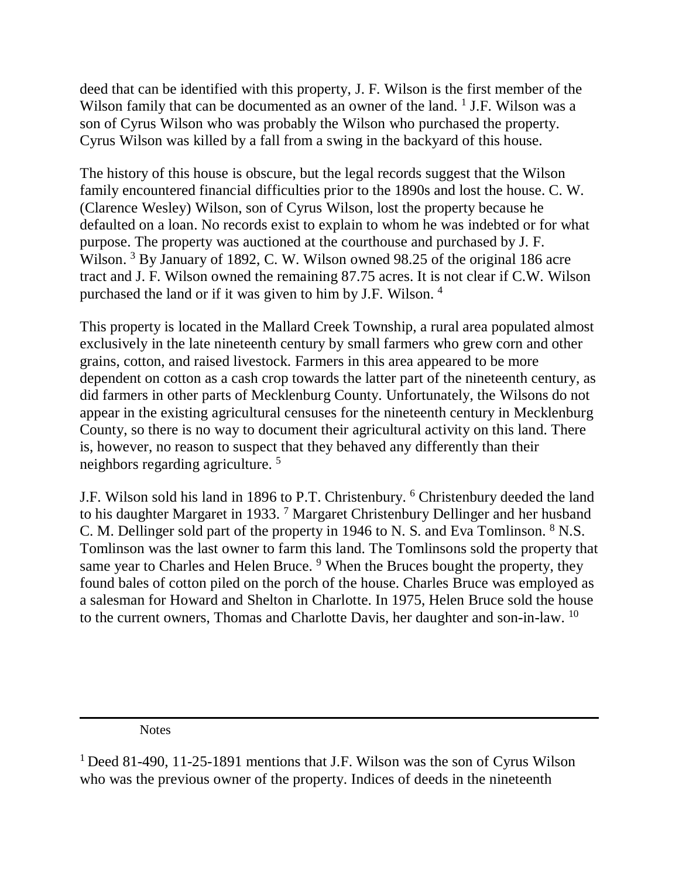deed that can be identified with this property, J. F. Wilson is the first member of the Wilson family that can be documented as an owner of the land. [1] J.F. Wilson was a son of Cyrus Wilson who was probably the Wilson who purchased the property. Cyrus Wilson was killed by a fall from a swing in the backyard of this house.

The history of this house is obscure, but the legal records suggest that the Wilson family encountered financial difficulties prior to the 1890s and lost the house. C. W. (Clarence Wesley) Wilson, son of Cyrus Wilson, lost the property because he defaulted on a loan. No records exist to explain to whom he was indebted or for what purpose. The property was auctioned at the courthouse and purchased by J. F. Wilson. [3] By January of 1892, C. W. Wilson owned 98.25 of the original 186 acre tract and J. F. Wilson owned the remaining 87.75 acres. It is not clear if C.W. Wilson purchased the land or if it was given to him by J.F. Wilson. [4]

This property is located in the Mallard Creek Township, a rural area populated almost exclusively in the late nineteenth century by small farmers who grew corn and other grains, cotton, and raised livestock. Farmers in this area appeared to be more dependent on cotton as a cash crop towards the latter part of the nineteenth century, as did farmers in other parts of Mecklenburg County. Unfortunately, the Wilsons do not appear in the existing agricultural censuses for the nineteenth century in Mecklenburg County, so there is no way to document their agricultural activity on this land. There is, however, no reason to suspect that they behaved any differently than their neighbors regarding agriculture. [5]

J.F. Wilson sold his land in 1896 to P.T. Christenbury. [6] Christenbury deeded the land to his daughter Margaret in 1933. [7] Margaret Christenbury Dellinger and her husband C. M. Dellinger sold part of the property in 1946 to N. S. and Eva Tomlinson. [8] N.S. Tomlinson was the last owner to farm this land. The Tomlinsons sold the property that same year to Charles and Helen Bruce. [9] When the Bruces bought the property, they found bales of cotton piled on the porch of the house. Charles Bruce was employed as a salesman for Howard and Shelton in Charlotte. In 1975, Helen Bruce sold the house to the current owners, Thomas and Charlotte Davis, her daughter and son-in-law. [10]

---

Notes

[1] Deed 81-490, 11-25-1891 mentions that J.F. Wilson was the son of Cyrus Wilson who was the previous owner of the property. Indices of deeds in the nineteenth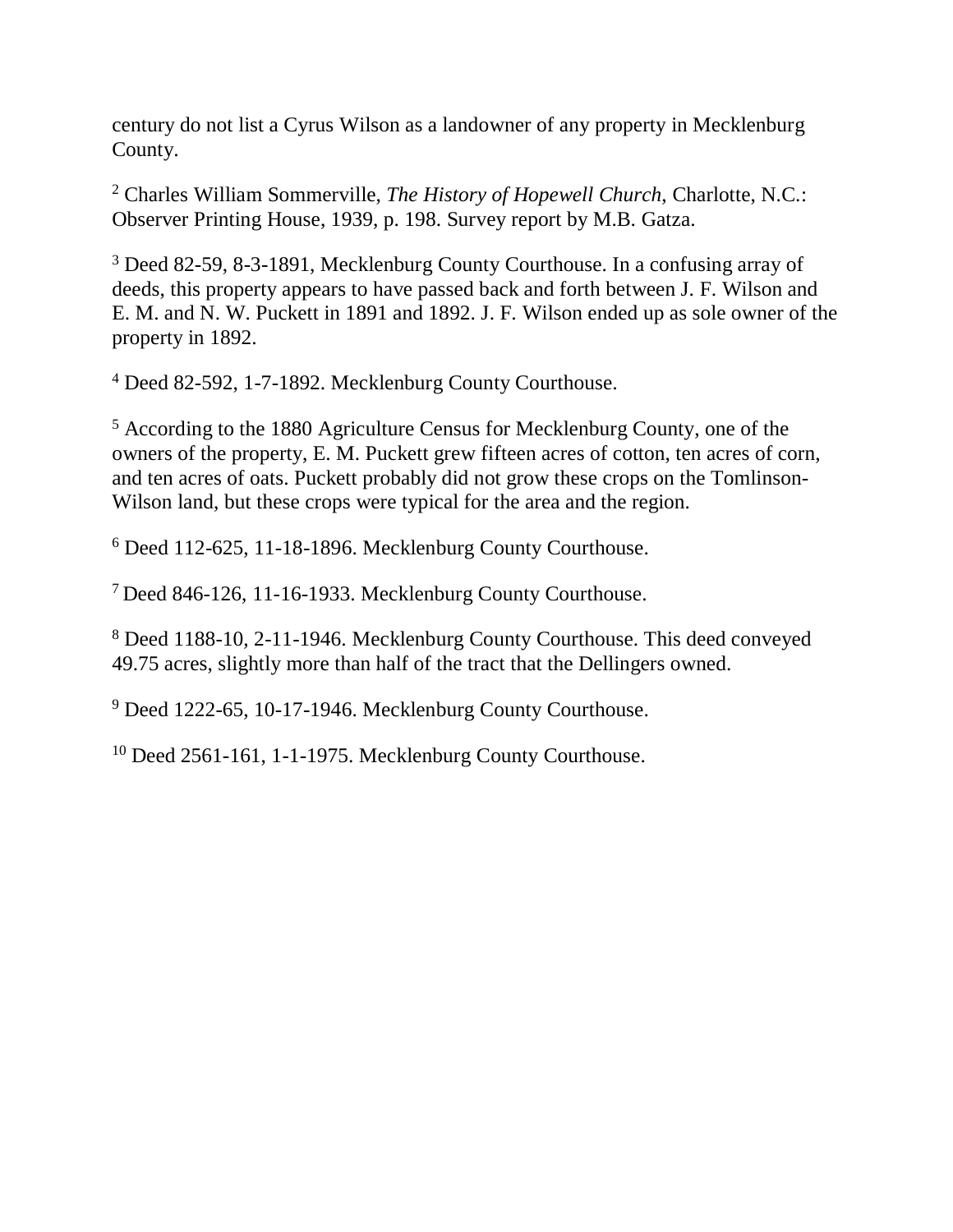century do not list a Cyrus Wilson as a landowner of any property in Mecklenburg County.

[2] Charles William Sommerville, *The History of Hopewell Church*, Charlotte, N.C.: Observer Printing House, 1939, p. 198. Survey report by M.B. Gatza.

[3] Deed 82-59, 8-3-1891, Mecklenburg County Courthouse. In a confusing array of deeds, this property appears to have passed back and forth between J. F. Wilson and E. M. and N. W. Puckett in 1891 and 1892. J. F. Wilson ended up as sole owner of the property in 1892.

[4] Deed 82-592, 1-7-1892. Mecklenburg County Courthouse.

[5] According to the 1880 Agriculture Census for Mecklenburg County, one of the owners of the property, E. M. Puckett grew fifteen acres of cotton, ten acres of corn, and ten acres of oats. Puckett probably did not grow these crops on the Tomlinson-Wilson land, but these crops were typical for the area and the region.

[6] Deed 112-625, 11-18-1896. Mecklenburg County Courthouse.

[7] Deed 846-126, 11-16-1933. Mecklenburg County Courthouse.

[8] Deed 1188-10, 2-11-1946. Mecklenburg County Courthouse. This deed conveyed 49.75 acres, slightly more than half of the tract that the Dellingers owned.

[9] Deed 1222-65, 10-17-1946. Mecklenburg County Courthouse.

[10] Deed 2561-161, 1-1-1975. Mecklenburg County Courthouse.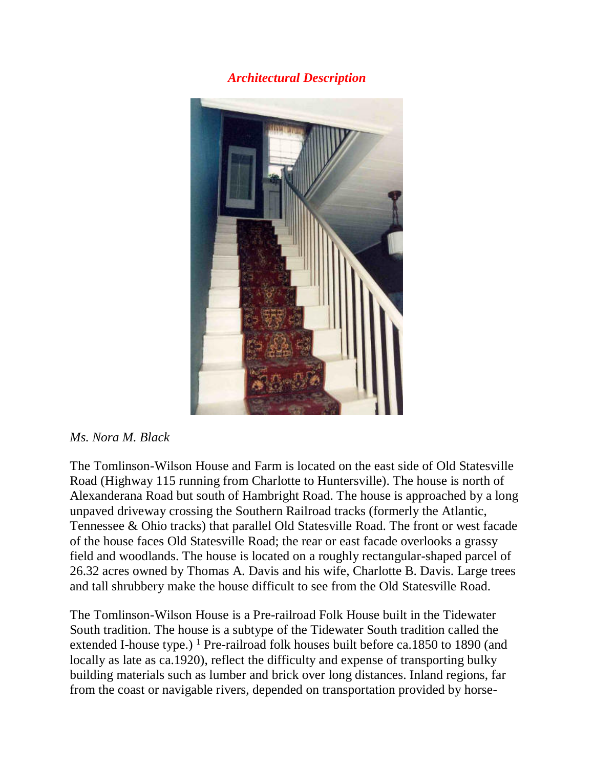*Architectural Description*

*Ms. Nora M. Black*

The Tomlinson-Wilson House and Farm is located on the east side of Old Statesville Road (Highway 115 running from Charlotte to Huntersville). The house is north of Alexanderana Road but south of Hambright Road. The house is approached by a long unpaved driveway crossing the Southern Railroad tracks (formerly the Atlantic, Tennessee & Ohio tracks) that parallel Old Statesville Road. The front or west facade of the house faces Old Statesville Road; the rear or east facade overlooks a grassy field and woodlands. The house is located on a roughly rectangular-shaped parcel of 26.32 acres owned by Thomas A. Davis and his wife, Charlotte B. Davis. Large trees and tall shrubbery make the house difficult to see from the Old Statesville Road.

The Tomlinson-Wilson House is a Pre-railroad Folk House built in the Tidewater South tradition. The house is a subtype of the Tidewater South tradition called the extended I-house type.) [1] Pre-railroad folk houses built before ca.1850 to 1890 (and locally as late as ca.1920), reflect the difficulty and expense of transporting bulky building materials such as lumber and brick over long distances. Inland regions, far from the coast or navigable rivers, depended on transportation provided by horse-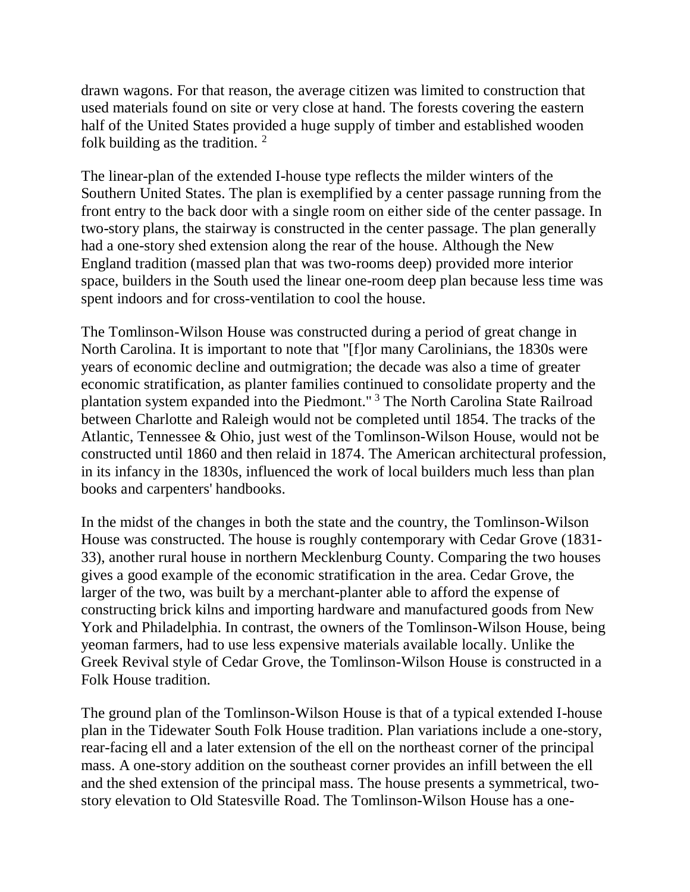drawn wagons. For that reason, the average citizen was limited to construction that used materials found on site or very close at hand. The forests covering the eastern half of the United States provided a huge supply of timber and established wooden folk building as the tradition. [2]

The linear-plan of the extended I-house type reflects the milder winters of the Southern United States. The plan is exemplified by a center passage running from the front entry to the back door with a single room on either side of the center passage. In two-story plans, the stairway is constructed in the center passage. The plan generally had a one-story shed extension along the rear of the house. Although the New England tradition (massed plan that was two-rooms deep) provided more interior space, builders in the South used the linear one-room deep plan because less time was spent indoors and for cross-ventilation to cool the house.

The Tomlinson-Wilson House was constructed during a period of great change in North Carolina. It is important to note that "[f]or many Carolinians, the 1830s were years of economic decline and outmigration; the decade was also a time of greater economic stratification, as planter families continued to consolidate property and the plantation system expanded into the Piedmont." [3] The North Carolina State Railroad between Charlotte and Raleigh would not be completed until 1854. The tracks of the Atlantic, Tennessee & Ohio, just west of the Tomlinson-Wilson House, would not be constructed until 1860 and then relaid in 1874. The American architectural profession, in its infancy in the 1830s, influenced the work of local builders much less than plan books and carpenters' handbooks.

In the midst of the changes in both the state and the country, the Tomlinson-Wilson House was constructed. The house is roughly contemporary with Cedar Grove (1831-33), another rural house in northern Mecklenburg County. Comparing the two houses gives a good example of the economic stratification in the area. Cedar Grove, the larger of the two, was built by a merchant-planter able to afford the expense of constructing brick kilns and importing hardware and manufactured goods from New York and Philadelphia. In contrast, the owners of the Tomlinson-Wilson House, being yeoman farmers, had to use less expensive materials available locally. Unlike the Greek Revival style of Cedar Grove, the Tomlinson-Wilson House is constructed in a Folk House tradition.

The ground plan of the Tomlinson-Wilson House is that of a typical extended I-house plan in the Tidewater South Folk House tradition. Plan variations include a one-story, rear-facing ell and a later extension of the ell on the northeast corner of the principal mass. A one-story addition on the southeast corner provides an infill between the ell and the shed extension of the principal mass. The house presents a symmetrical, two-story elevation to Old Statesville Road. The Tomlinson-Wilson House has a one-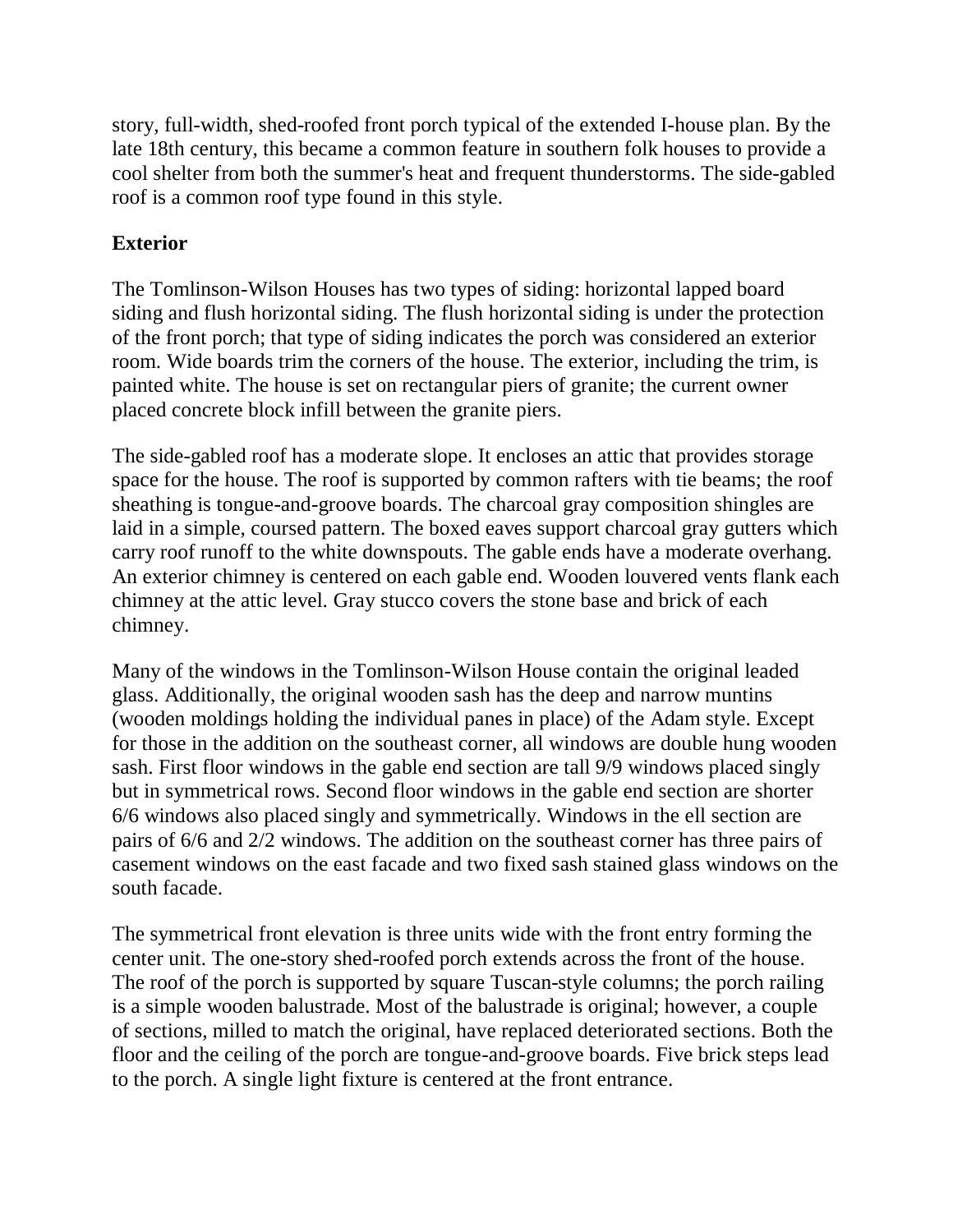story, full-width, shed-roofed front porch typical of the extended I-house plan. By the late 18th century, this became a common feature in southern folk houses to provide a cool shelter from both the summer's heat and frequent thunderstorms. The side-gabled roof is a common roof type found in this style.

**Exterior**

The Tomlinson-Wilson Houses has two types of siding: horizontal lapped board siding and flush horizontal siding. The flush horizontal siding is under the protection of the front porch; that type of siding indicates the porch was considered an exterior room. Wide boards trim the corners of the house. The exterior, including the trim, is painted white. The house is set on rectangular piers of granite; the current owner placed concrete block infill between the granite piers.

The side-gabled roof has a moderate slope. It encloses an attic that provides storage space for the house. The roof is supported by common rafters with tie beams; the roof sheathing is tongue-and-groove boards. The charcoal gray composition shingles are laid in a simple, coursed pattern. The boxed eaves support charcoal gray gutters which carry roof runoff to the white downspouts. The gable ends have a moderate overhang. An exterior chimney is centered on each gable end. Wooden louvered vents flank each chimney at the attic level. Gray stucco covers the stone base and brick of each chimney.

Many of the windows in the Tomlinson-Wilson House contain the original leaded glass. Additionally, the original wooden sash has the deep and narrow muntins (wooden moldings holding the individual panes in place) of the Adam style. Except for those in the addition on the southeast corner, all windows are double hung wooden sash. First floor windows in the gable end section are tall 9/9 windows placed singly but in symmetrical rows. Second floor windows in the gable end section are shorter 6/6 windows also placed singly and symmetrically. Windows in the ell section are pairs of 6/6 and 2/2 windows. The addition on the southeast corner has three pairs of casement windows on the east facade and two fixed sash stained glass windows on the south facade.

The symmetrical front elevation is three units wide with the front entry forming the center unit. The one-story shed-roofed porch extends across the front of the house. The roof of the porch is supported by square Tuscan-style columns; the porch railing is a simple wooden balustrade. Most of the balustrade is original; however, a couple of sections, milled to match the original, have replaced deteriorated sections. Both the floor and the ceiling of the porch are tongue-and-groove boards. Five brick steps lead to the porch. A single light fixture is centered at the front entrance.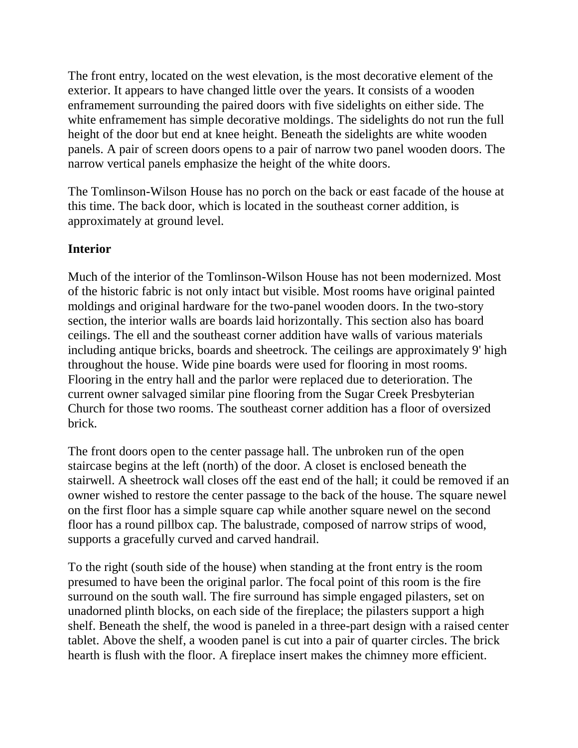The front entry, located on the west elevation, is the most decorative element of the exterior. It appears to have changed little over the years. It consists of a wooden enframement surrounding the paired doors with five sidelights on either side. The white enframement has simple decorative moldings. The sidelights do not run the full height of the door but end at knee height. Beneath the sidelights are white wooden panels. A pair of screen doors opens to a pair of narrow two panel wooden doors. The narrow vertical panels emphasize the height of the white doors.

The Tomlinson-Wilson House has no porch on the back or east facade of the house at this time. The back door, which is located in the southeast corner addition, is approximately at ground level.

**Interior**

Much of the interior of the Tomlinson-Wilson House has not been modernized. Most of the historic fabric is not only intact but visible. Most rooms have original painted moldings and original hardware for the two-panel wooden doors. In the two-story section, the interior walls are boards laid horizontally. This section also has board ceilings. The ell and the southeast corner addition have walls of various materials including antique bricks, boards and sheetrock. The ceilings are approximately 9' high throughout the house. Wide pine boards were used for flooring in most rooms. Flooring in the entry hall and the parlor were replaced due to deterioration. The current owner salvaged similar pine flooring from the Sugar Creek Presbyterian Church for those two rooms. The southeast corner addition has a floor of oversized brick.

The front doors open to the center passage hall. The unbroken run of the open staircase begins at the left (north) of the door. A closet is enclosed beneath the stairwell. A sheetrock wall closes off the east end of the hall; it could be removed if an owner wished to restore the center passage to the back of the house. The square newel on the first floor has a simple square cap while another square newel on the second floor has a round pillbox cap. The balustrade, composed of narrow strips of wood, supports a gracefully curved and carved handrail.

To the right (south side of the house) when standing at the front entry is the room presumed to have been the original parlor. The focal point of this room is the fire surround on the south wall. The fire surround has simple engaged pilasters, set on unadorned plinth blocks, on each side of the fireplace; the pilasters support a high shelf. Beneath the shelf, the wood is paneled in a three-part design with a raised center tablet. Above the shelf, a wooden panel is cut into a pair of quarter circles. The brick hearth is flush with the floor. A fireplace insert makes the chimney more efficient.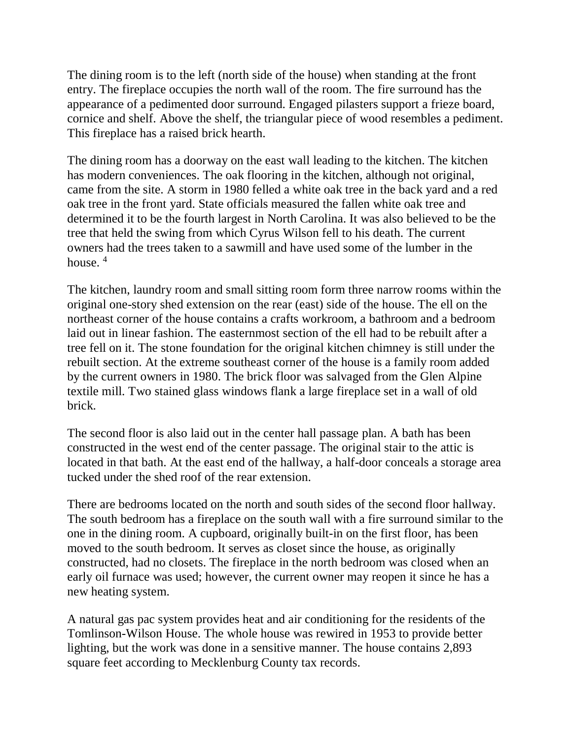The dining room is to the left (north side of the house) when standing at the front entry. The fireplace occupies the north wall of the room. The fire surround has the appearance of a pedimented door surround. Engaged pilasters support a frieze board, cornice and shelf. Above the shelf, the triangular piece of wood resembles a pediment. This fireplace has a raised brick hearth.

The dining room has a doorway on the east wall leading to the kitchen. The kitchen has modern conveniences. The oak flooring in the kitchen, although not original, came from the site. A storm in 1980 felled a white oak tree in the back yard and a red oak tree in the front yard. State officials measured the fallen white oak tree and determined it to be the fourth largest in North Carolina. It was also believed to be the tree that held the swing from which Cyrus Wilson fell to his death. The current owners had the trees taken to a sawmill and have used some of the lumber in the house. [4]

The kitchen, laundry room and small sitting room form three narrow rooms within the original one-story shed extension on the rear (east) side of the house. The ell on the northeast corner of the house contains a crafts workroom, a bathroom and a bedroom laid out in linear fashion. The easternmost section of the ell had to be rebuilt after a tree fell on it. The stone foundation for the original kitchen chimney is still under the rebuilt section. At the extreme southeast corner of the house is a family room added by the current owners in 1980. The brick floor was salvaged from the Glen Alpine textile mill. Two stained glass windows flank a large fireplace set in a wall of old brick.

The second floor is also laid out in the center hall passage plan. A bath has been constructed in the west end of the center passage. The original stair to the attic is located in that bath. At the east end of the hallway, a half-door conceals a storage area tucked under the shed roof of the rear extension.

There are bedrooms located on the north and south sides of the second floor hallway. The south bedroom has a fireplace on the south wall with a fire surround similar to the one in the dining room. A cupboard, originally built-in on the first floor, has been moved to the south bedroom. It serves as closet since the house, as originally constructed, had no closets. The fireplace in the north bedroom was closed when an early oil furnace was used; however, the current owner may reopen it since he has a new heating system.

A natural gas pac system provides heat and air conditioning for the residents of the Tomlinson-Wilson House. The whole house was rewired in 1953 to provide better lighting, but the work was done in a sensitive manner. The house contains 2,893 square feet according to Mecklenburg County tax records.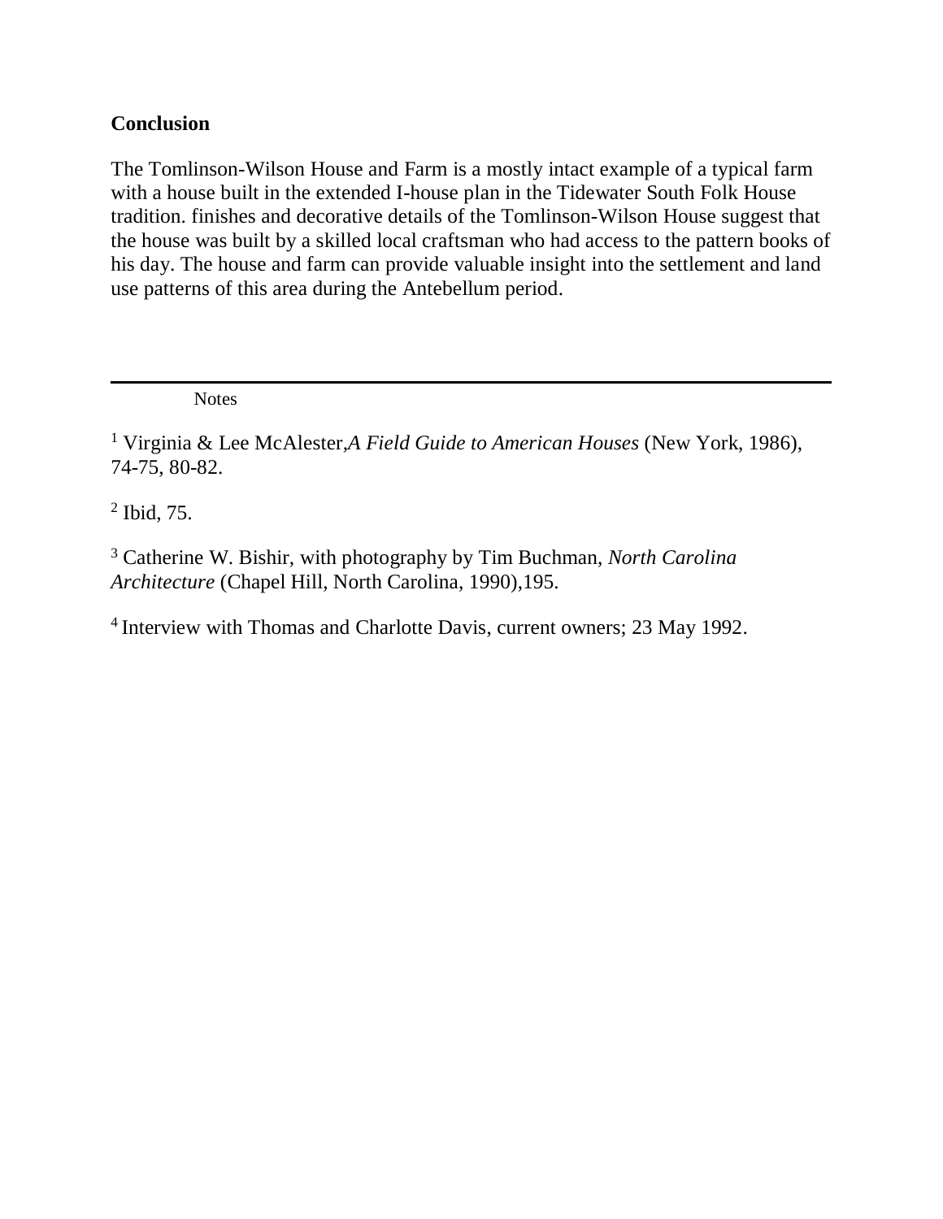## Conclusion

The Tomlinson-Wilson House and Farm is a mostly intact example of a typical farm with a house built in the extended I-house plan in the Tidewater South Folk House tradition. finishes and decorative details of the Tomlinson-Wilson House suggest that the house was built by a skilled local craftsman who had access to the pattern books of his day. The house and farm can provide valuable insight into the settlement and land use patterns of this area during the Antebellum period.

---

Notes

[1] Virginia & Lee McAlester,*A Field Guide to American Houses* (New York, 1986), 74-75, 80-82.

[2] Ibid, 75.

[3] Catherine W. Bishir, with photography by Tim Buchman, *North Carolina Architecture* (Chapel Hill, North Carolina, 1990),195.

[4] Interview with Thomas and Charlotte Davis, current owners; 23 May 1992.